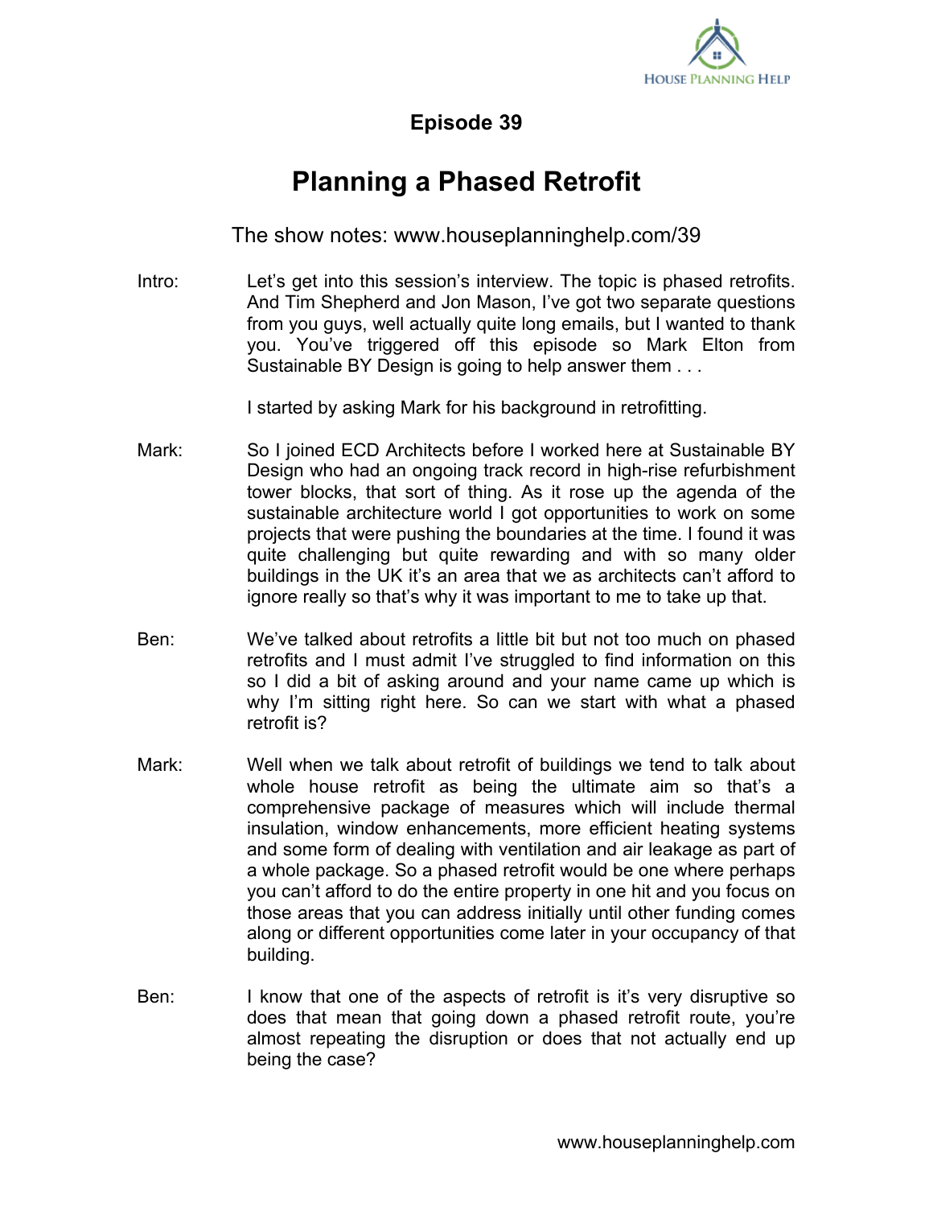# Episode 39

## Planning a Phased Retrofit

The show notes: www.houseplanninghelp.com/39

Intro: Let's get into this session's interview. The topic is phased retrofits. And Tim Shepherd and Jon Mason, I've got two separate questions from you guys, well actually quite long emails, but I wanted to thank you. You've triggered off this episode so Mark Elton from Sustainable BY Design is going to help answer them . . .

I started by asking Mark for his background in retrofitting.

Mark: So I joined ECD Architects before I worked here at Sustainable BY Design who had an ongoing track record in high-rise refurbishment tower blocks, that sort of thing. As it rose up the agenda of the sustainable architecture world I got opportunities to work on some projects that were pushing the boundaries at the time. I found it was quite challenging but quite rewarding and with so many older buildings in the UK it's an area that we as architects can't afford to ignore really so that's why it was important to me to take up that.

Ben: We've talked about retrofits a little bit but not too much on phased retrofits and I must admit I've struggled to find information on this so I did a bit of asking around and your name came up which is why I'm sitting right here. So can we start with what a phased retrofit is?

Mark: Well when we talk about retrofit of buildings we tend to talk about whole house retrofit as being the ultimate aim so that's a comprehensive package of measures which will include thermal insulation, window enhancements, more efficient heating systems and some form of dealing with ventilation and air leakage as part of a whole package. So a phased retrofit would be one where perhaps you can't afford to do the entire property in one hit and you focus on those areas that you can address initially until other funding comes along or different opportunities come later in your occupancy of that building.

Ben: I know that one of the aspects of retrofit is it's very disruptive so does that mean that going down a phased retrofit route, you're almost repeating the disruption or does that not actually end up being the case?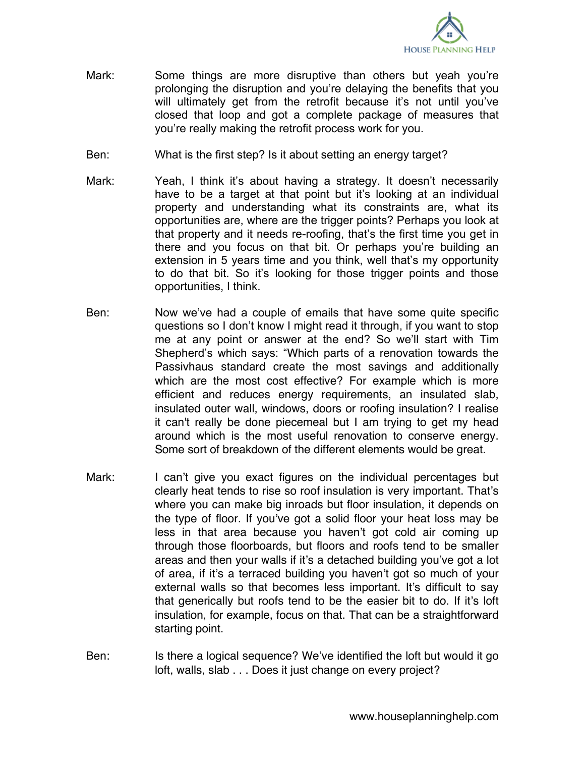Mark: Some things are more disruptive than others but yeah you're prolonging the disruption and you're delaying the benefits that you will ultimately get from the retrofit because it's not until you've closed that loop and got a complete package of measures that you're really making the retrofit process work for you.

Ben: What is the first step? Is it about setting an energy target?

Mark: Yeah, I think it's about having a strategy. It doesn't necessarily have to be a target at that point but it's looking at an individual property and understanding what its constraints are, what its opportunities are, where are the trigger points? Perhaps you look at that property and it needs re-roofing, that's the first time you get in there and you focus on that bit. Or perhaps you're building an extension in 5 years time and you think, well that's my opportunity to do that bit. So it's looking for those trigger points and those opportunities, I think.

Ben: Now we've had a couple of emails that have some quite specific questions so I don't know I might read it through, if you want to stop me at any point or answer at the end? So we'll start with Tim Shepherd's which says: "Which parts of a renovation towards the Passivhaus standard create the most savings and additionally which are the most cost effective? For example which is more efficient and reduces energy requirements, an insulated slab, insulated outer wall, windows, doors or roofing insulation? I realise it can't really be done piecemeal but I am trying to get my head around which is the most useful renovation to conserve energy. Some sort of breakdown of the different elements would be great.

Mark: I can't give you exact figures on the individual percentages but clearly heat tends to rise so roof insulation is very important. That's where you can make big inroads but floor insulation, it depends on the type of floor. If you've got a solid floor your heat loss may be less in that area because you haven't got cold air coming up through those floorboards, but floors and roofs tend to be smaller areas and then your walls if it's a detached building you've got a lot of area, if it's a terraced building you haven't got so much of your external walls so that becomes less important. It's difficult to say that generically but roofs tend to be the easier bit to do. If it's loft insulation, for example, focus on that. That can be a straightforward starting point.

Ben: Is there a logical sequence? We've identified the loft but would it go loft, walls, slab . . . Does it just change on every project?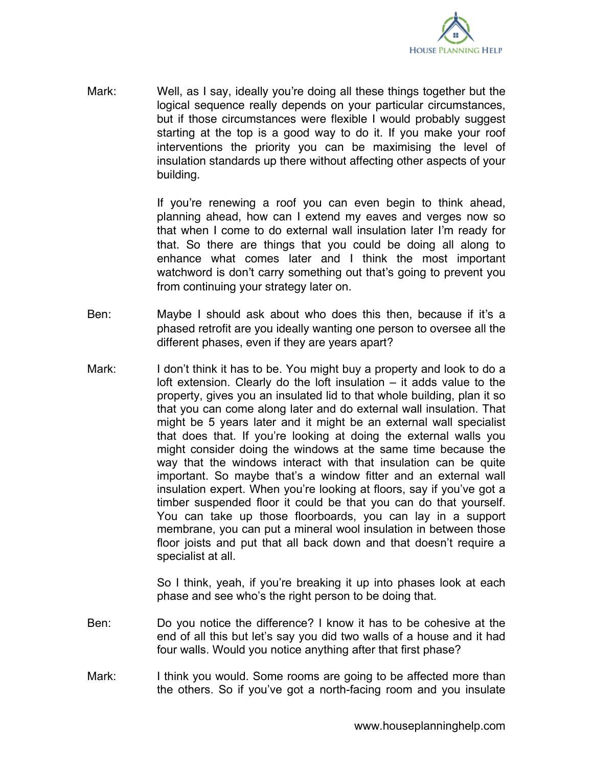Mark: Well, as I say, ideally you're doing all these things together but the logical sequence really depends on your particular circumstances, but if those circumstances were flexible I would probably suggest starting at the top is a good way to do it. If you make your roof interventions the priority you can be maximising the level of insulation standards up there without affecting other aspects of your building.

If you're renewing a roof you can even begin to think ahead, planning ahead, how can I extend my eaves and verges now so that when I come to do external wall insulation later I'm ready for that. So there are things that you could be doing all along to enhance what comes later and I think the most important watchword is don't carry something out that's going to prevent you from continuing your strategy later on.

Ben: Maybe I should ask about who does this then, because if it's a phased retrofit are you ideally wanting one person to oversee all the different phases, even if they are years apart?

Mark: I don't think it has to be. You might buy a property and look to do a loft extension. Clearly do the loft insulation – it adds value to the property, gives you an insulated lid to that whole building, plan it so that you can come along later and do external wall insulation. That might be 5 years later and it might be an external wall specialist that does that. If you're looking at doing the external walls you might consider doing the windows at the same time because the way that the windows interact with that insulation can be quite important. So maybe that's a window fitter and an external wall insulation expert. When you're looking at floors, say if you've got a timber suspended floor it could be that you can do that yourself. You can take up those floorboards, you can lay in a support membrane, you can put a mineral wool insulation in between those floor joists and put that all back down and that doesn't require a specialist at all.

So I think, yeah, if you're breaking it up into phases look at each phase and see who's the right person to be doing that.

Ben: Do you notice the difference? I know it has to be cohesive at the end of all this but let's say you did two walls of a house and it had four walls. Would you notice anything after that first phase?

Mark: I think you would. Some rooms are going to be affected more than the others. So if you've got a north-facing room and you insulate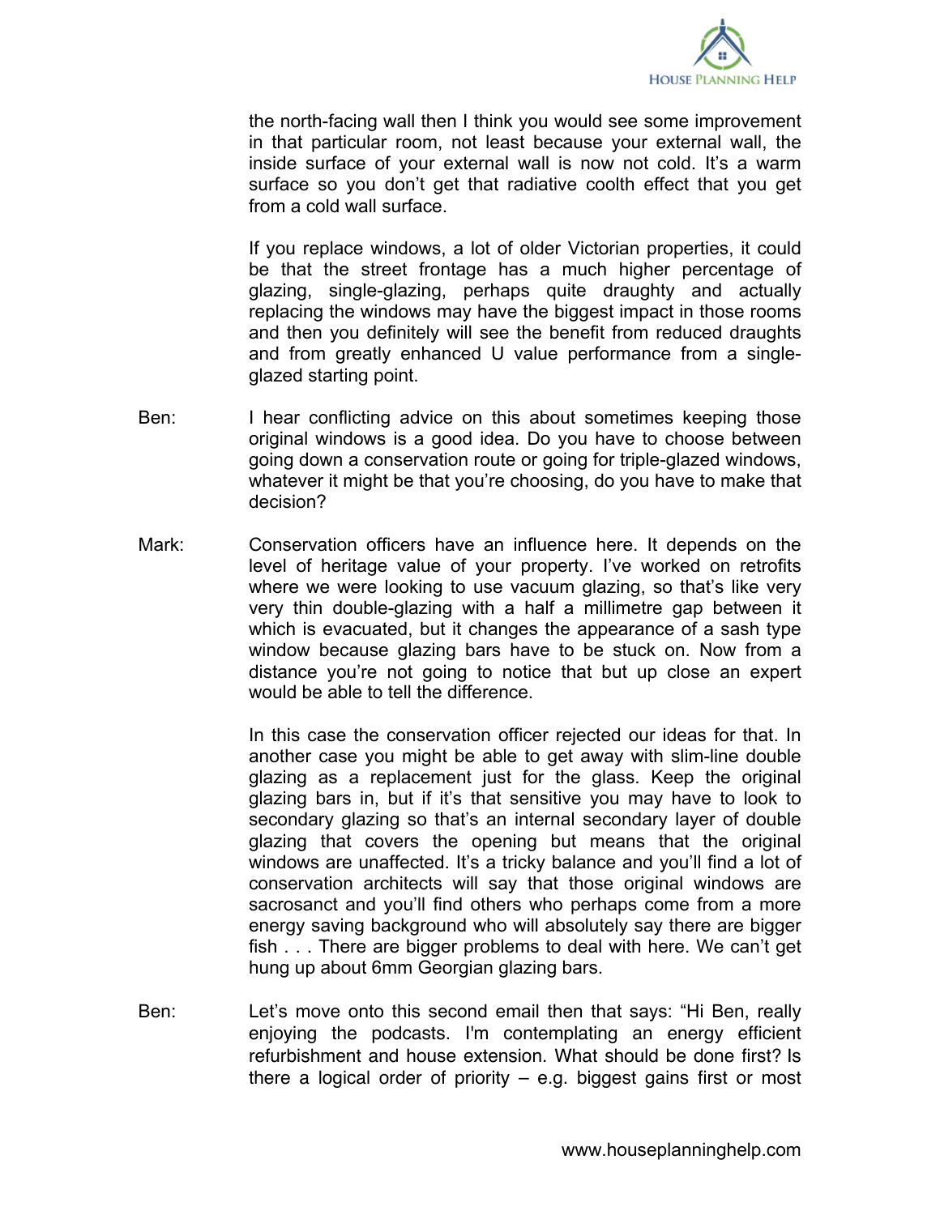the north-facing wall then I think you would see some improvement in that particular room, not least because your external wall, the inside surface of your external wall is now not cold. It's a warm surface so you don't get that radiative coolth effect that you get from a cold wall surface.

If you replace windows, a lot of older Victorian properties, it could be that the street frontage has a much higher percentage of glazing, single-glazing, perhaps quite draughty and actually replacing the windows may have the biggest impact in those rooms and then you definitely will see the benefit from reduced draughts and from greatly enhanced U value performance from a single-glazed starting point.

Ben: I hear conflicting advice on this about sometimes keeping those original windows is a good idea. Do you have to choose between going down a conservation route or going for triple-glazed windows, whatever it might be that you're choosing, do you have to make that decision?

Mark: Conservation officers have an influence here. It depends on the level of heritage value of your property. I've worked on retrofits where we were looking to use vacuum glazing, so that's like very very thin double-glazing with a half a millimetre gap between it which is evacuated, but it changes the appearance of a sash type window because glazing bars have to be stuck on. Now from a distance you're not going to notice that but up close an expert would be able to tell the difference.

In this case the conservation officer rejected our ideas for that. In another case you might be able to get away with slim-line double glazing as a replacement just for the glass. Keep the original glazing bars in, but if it's that sensitive you may have to look to secondary glazing so that's an internal secondary layer of double glazing that covers the opening but means that the original windows are unaffected. It's a tricky balance and you'll find a lot of conservation architects will say that those original windows are sacrosanct and you'll find others who perhaps come from a more energy saving background who will absolutely say there are bigger fish . . . There are bigger problems to deal with here. We can't get hung up about 6mm Georgian glazing bars.

Ben: Let's move onto this second email then that says: "Hi Ben, really enjoying the podcasts. I'm contemplating an energy efficient refurbishment and house extension. What should be done first? Is there a logical order of priority – e.g. biggest gains first or most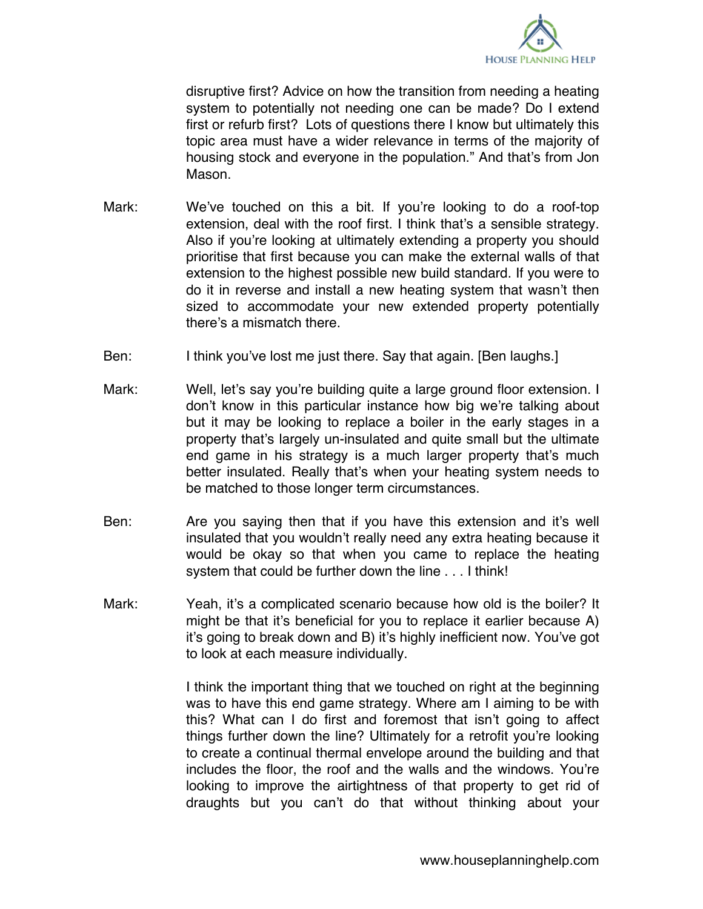disruptive first? Advice on how the transition from needing a heating system to potentially not needing one can be made? Do I extend first or refurb first? Lots of questions there I know but ultimately this topic area must have a wider relevance in terms of the majority of housing stock and everyone in the population." And that's from Jon Mason.

Mark: We've touched on this a bit. If you're looking to do a roof-top extension, deal with the roof first. I think that's a sensible strategy. Also if you're looking at ultimately extending a property you should prioritise that first because you can make the external walls of that extension to the highest possible new build standard. If you were to do it in reverse and install a new heating system that wasn't then sized to accommodate your new extended property potentially there's a mismatch there.

Ben: I think you've lost me just there. Say that again. [Ben laughs.]

Mark: Well, let's say you're building quite a large ground floor extension. I don't know in this particular instance how big we're talking about but it may be looking to replace a boiler in the early stages in a property that's largely un-insulated and quite small but the ultimate end game in his strategy is a much larger property that's much better insulated. Really that's when your heating system needs to be matched to those longer term circumstances.

Ben: Are you saying then that if you have this extension and it's well insulated that you wouldn't really need any extra heating because it would be okay so that when you came to replace the heating system that could be further down the line . . . I think!

Mark: Yeah, it's a complicated scenario because how old is the boiler? It might be that it's beneficial for you to replace it earlier because A) it's going to break down and B) it's highly inefficient now. You've got to look at each measure individually.

I think the important thing that we touched on right at the beginning was to have this end game strategy. Where am I aiming to be with this? What can I do first and foremost that isn't going to affect things further down the line? Ultimately for a retrofit you're looking to create a continual thermal envelope around the building and that includes the floor, the roof and the walls and the windows. You're looking to improve the airtightness of that property to get rid of draughts but you can't do that without thinking about your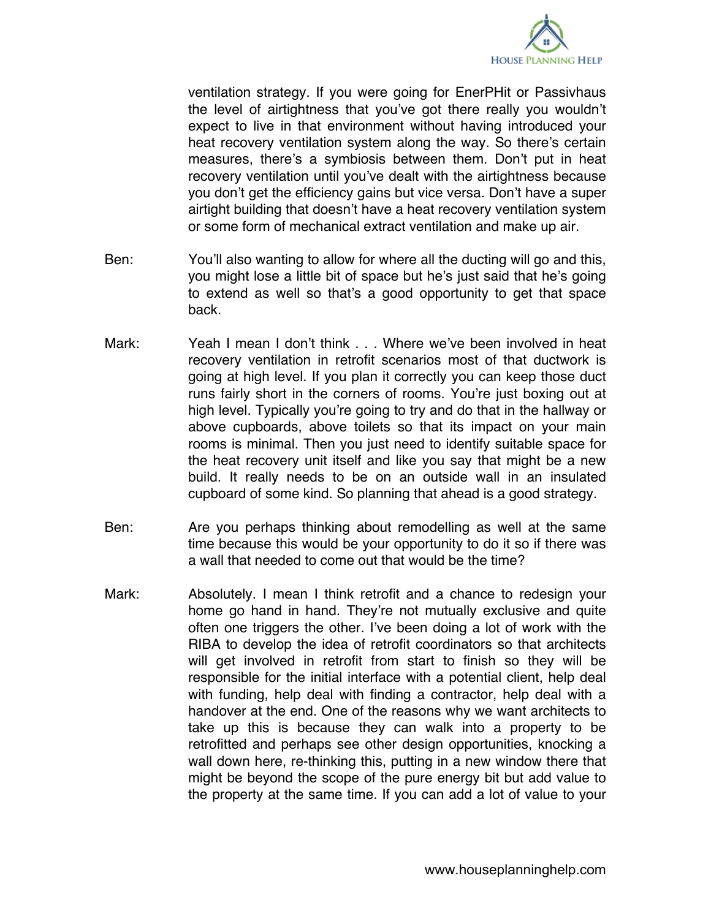ventilation strategy. If you were going for EnerPHit or Passivhaus the level of airtightness that you've got there really you wouldn't expect to live in that environment without having introduced your heat recovery ventilation system along the way. So there's certain measures, there's a symbiosis between them. Don't put in heat recovery ventilation until you've dealt with the airtightness because you don't get the efficiency gains but vice versa. Don't have a super airtight building that doesn't have a heat recovery ventilation system or some form of mechanical extract ventilation and make up air.

Ben: You'll also wanting to allow for where all the ducting will go and this, you might lose a little bit of space but he's just said that he's going to extend as well so that's a good opportunity to get that space back.

Mark: Yeah I mean I don't think . . . Where we've been involved in heat recovery ventilation in retrofit scenarios most of that ductwork is going at high level. If you plan it correctly you can keep those duct runs fairly short in the corners of rooms. You're just boxing out at high level. Typically you're going to try and do that in the hallway or above cupboards, above toilets so that its impact on your main rooms is minimal. Then you just need to identify suitable space for the heat recovery unit itself and like you say that might be a new build. It really needs to be on an outside wall in an insulated cupboard of some kind. So planning that ahead is a good strategy.

Ben: Are you perhaps thinking about remodelling as well at the same time because this would be your opportunity to do it so if there was a wall that needed to come out that would be the time?

Mark: Absolutely. I mean I think retrofit and a chance to redesign your home go hand in hand. They're not mutually exclusive and quite often one triggers the other. I've been doing a lot of work with the RIBA to develop the idea of retrofit coordinators so that architects will get involved in retrofit from start to finish so they will be responsible for the initial interface with a potential client, help deal with funding, help deal with finding a contractor, help deal with a handover at the end. One of the reasons why we want architects to take up this is because they can walk into a property to be retrofitted and perhaps see other design opportunities, knocking a wall down here, re-thinking this, putting in a new window there that might be beyond the scope of the pure energy bit but add value to the property at the same time. If you can add a lot of value to your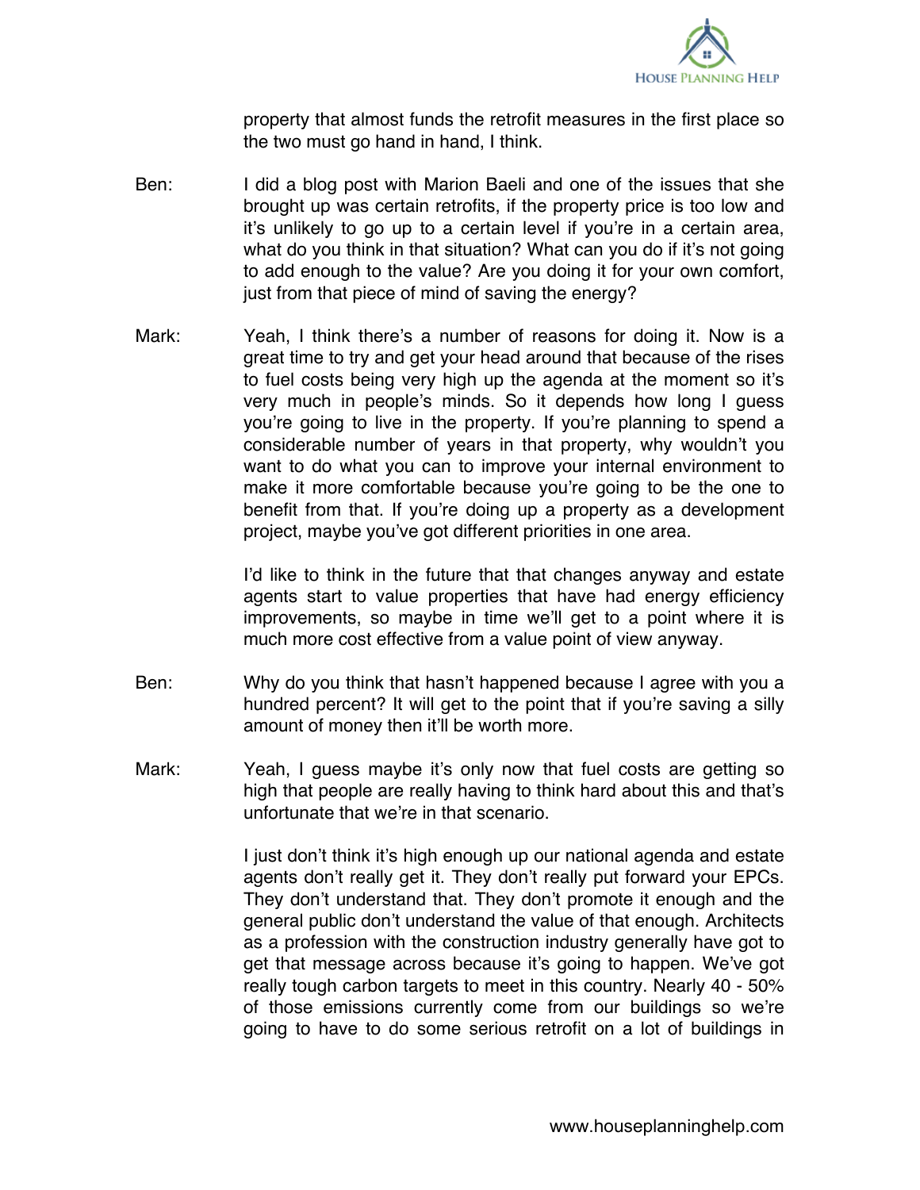property that almost funds the retrofit measures in the first place so the two must go hand in hand, I think.

Ben: I did a blog post with Marion Baeli and one of the issues that she brought up was certain retrofits, if the property price is too low and it's unlikely to go up to a certain level if you're in a certain area, what do you think in that situation? What can you do if it's not going to add enough to the value? Are you doing it for your own comfort, just from that piece of mind of saving the energy?

Mark: Yeah, I think there's a number of reasons for doing it. Now is a great time to try and get your head around that because of the rises to fuel costs being very high up the agenda at the moment so it's very much in people's minds. So it depends how long I guess you're going to live in the property. If you're planning to spend a considerable number of years in that property, why wouldn't you want to do what you can to improve your internal environment to make it more comfortable because you're going to be the one to benefit from that. If you're doing up a property as a development project, maybe you've got different priorities in one area.

I'd like to think in the future that that changes anyway and estate agents start to value properties that have had energy efficiency improvements, so maybe in time we'll get to a point where it is much more cost effective from a value point of view anyway.

Ben: Why do you think that hasn't happened because I agree with you a hundred percent? It will get to the point that if you're saving a silly amount of money then it'll be worth more.

Mark: Yeah, I guess maybe it's only now that fuel costs are getting so high that people are really having to think hard about this and that's unfortunate that we're in that scenario.

I just don't think it's high enough up our national agenda and estate agents don't really get it. They don't really put forward your EPCs. They don't understand that. They don't promote it enough and the general public don't understand the value of that enough. Architects as a profession with the construction industry generally have got to get that message across because it's going to happen. We've got really tough carbon targets to meet in this country. Nearly 40 - 50% of those emissions currently come from our buildings so we're going to have to do some serious retrofit on a lot of buildings in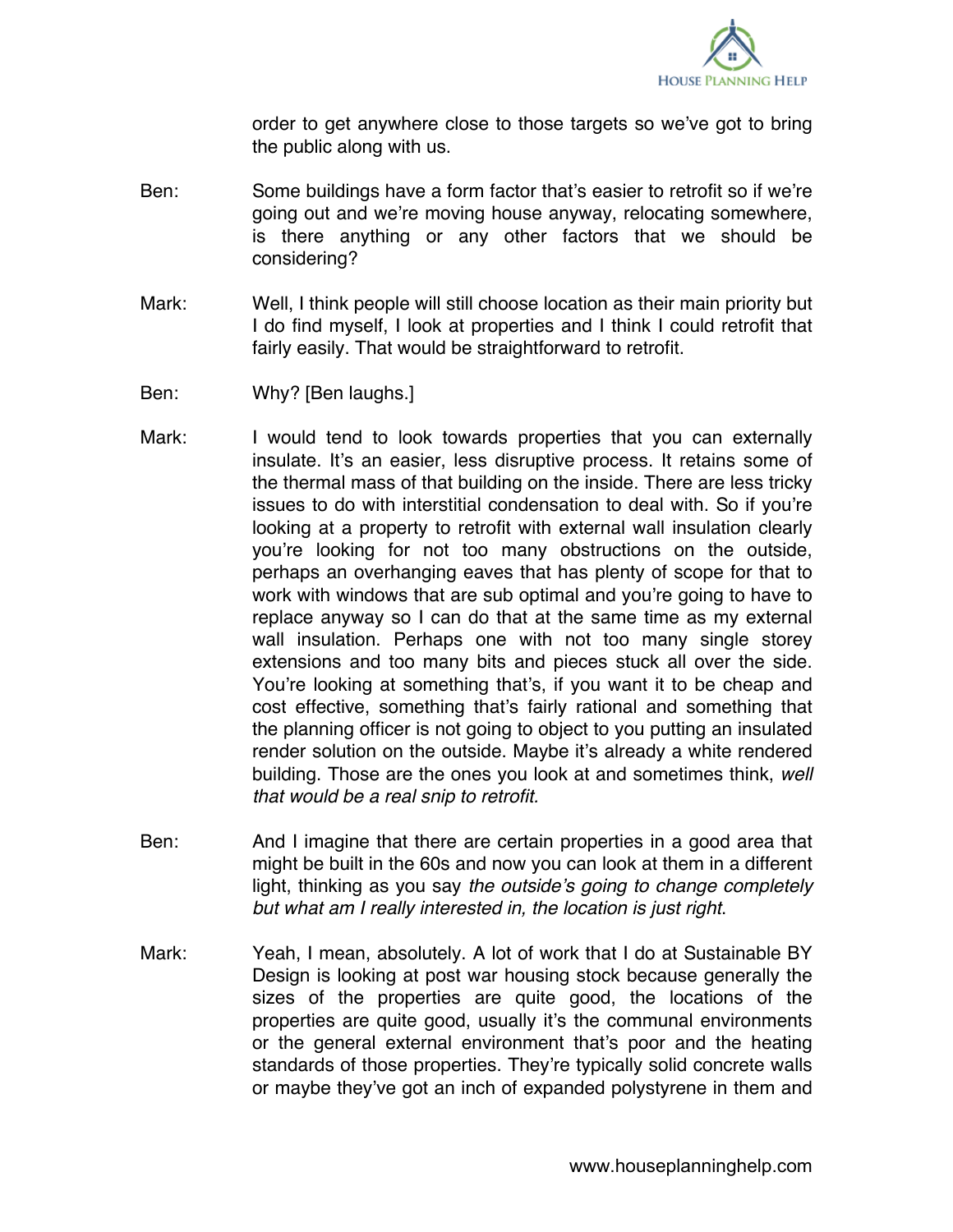order to get anywhere close to those targets so we've got to bring the public along with us.

Ben: Some buildings have a form factor that's easier to retrofit so if we're going out and we're moving house anyway, relocating somewhere, is there anything or any other factors that we should be considering?

Mark: Well, I think people will still choose location as their main priority but I do find myself, I look at properties and I think I could retrofit that fairly easily. That would be straightforward to retrofit.

Ben: Why? [Ben laughs.]

Mark: I would tend to look towards properties that you can externally insulate. It's an easier, less disruptive process. It retains some of the thermal mass of that building on the inside. There are less tricky issues to do with interstitial condensation to deal with. So if you're looking at a property to retrofit with external wall insulation clearly you're looking for not too many obstructions on the outside, perhaps an overhanging eaves that has plenty of scope for that to work with windows that are sub optimal and you're going to have to replace anyway so I can do that at the same time as my external wall insulation. Perhaps one with not too many single storey extensions and too many bits and pieces stuck all over the side. You're looking at something that's, if you want it to be cheap and cost effective, something that's fairly rational and something that the planning officer is not going to object to you putting an insulated render solution on the outside. Maybe it's already a white rendered building. Those are the ones you look at and sometimes think, *well that would be a real snip to retrofit.*

Ben: And I imagine that there are certain properties in a good area that might be built in the 60s and now you can look at them in a different light, thinking as you say *the outside's going to change completely but what am I really interested in, the location is just right*.

Mark: Yeah, I mean, absolutely. A lot of work that I do at Sustainable BY Design is looking at post war housing stock because generally the sizes of the properties are quite good, the locations of the properties are quite good, usually it's the communal environments or the general external environment that's poor and the heating standards of those properties. They're typically solid concrete walls or maybe they've got an inch of expanded polystyrene in them and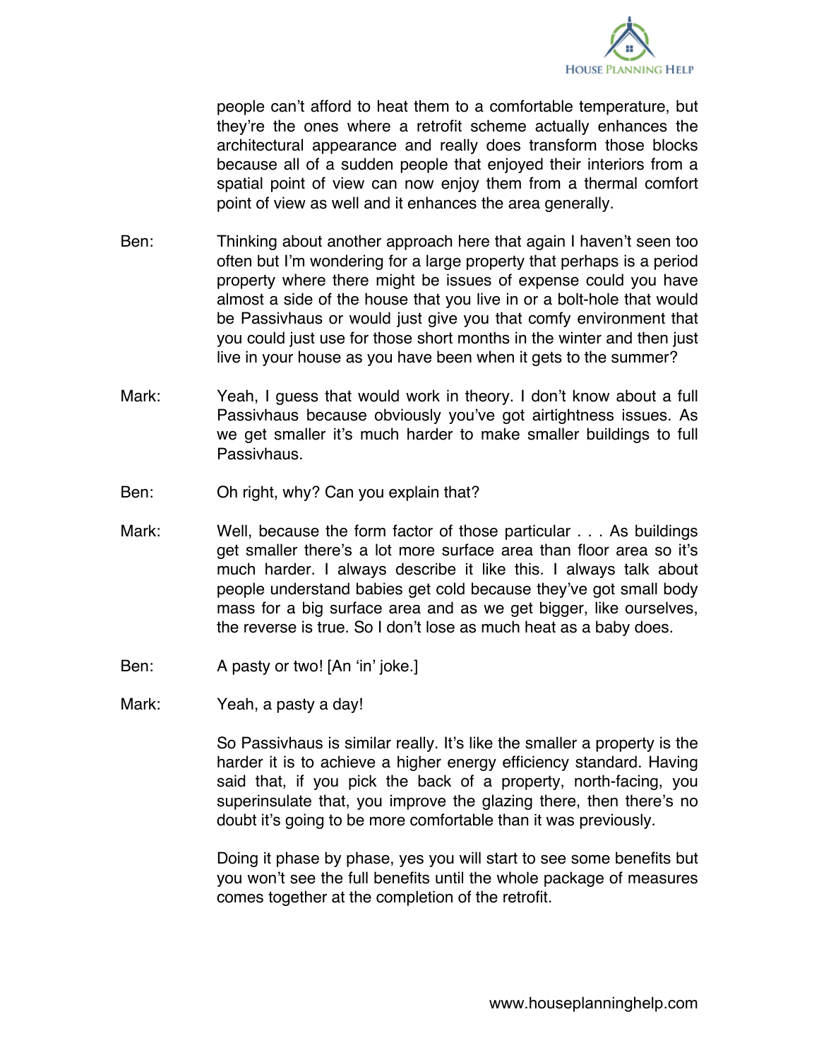people can't afford to heat them to a comfortable temperature, but they're the ones where a retrofit scheme actually enhances the architectural appearance and really does transform those blocks because all of a sudden people that enjoyed their interiors from a spatial point of view can now enjoy them from a thermal comfort point of view as well and it enhances the area generally.

Ben: Thinking about another approach here that again I haven't seen too often but I'm wondering for a large property that perhaps is a period property where there might be issues of expense could you have almost a side of the house that you live in or a bolt-hole that would be Passivhaus or would just give you that comfy environment that you could just use for those short months in the winter and then just live in your house as you have been when it gets to the summer?

Mark: Yeah, I guess that would work in theory. I don't know about a full Passivhaus because obviously you've got airtightness issues. As we get smaller it's much harder to make smaller buildings to full Passivhaus.

Ben: Oh right, why? Can you explain that?

Mark: Well, because the form factor of those particular . . . As buildings get smaller there's a lot more surface area than floor area so it's much harder. I always describe it like this. I always talk about people understand babies get cold because they've got small body mass for a big surface area and as we get bigger, like ourselves, the reverse is true. So I don't lose as much heat as a baby does.

Ben: A pasty or two! [An 'in' joke.]

Mark: Yeah, a pasty a day!

So Passivhaus is similar really. It's like the smaller a property is the harder it is to achieve a higher energy efficiency standard. Having said that, if you pick the back of a property, north-facing, you superinsulate that, you improve the glazing there, then there's no doubt it's going to be more comfortable than it was previously.

Doing it phase by phase, yes you will start to see some benefits but you won't see the full benefits until the whole package of measures comes together at the completion of the retrofit.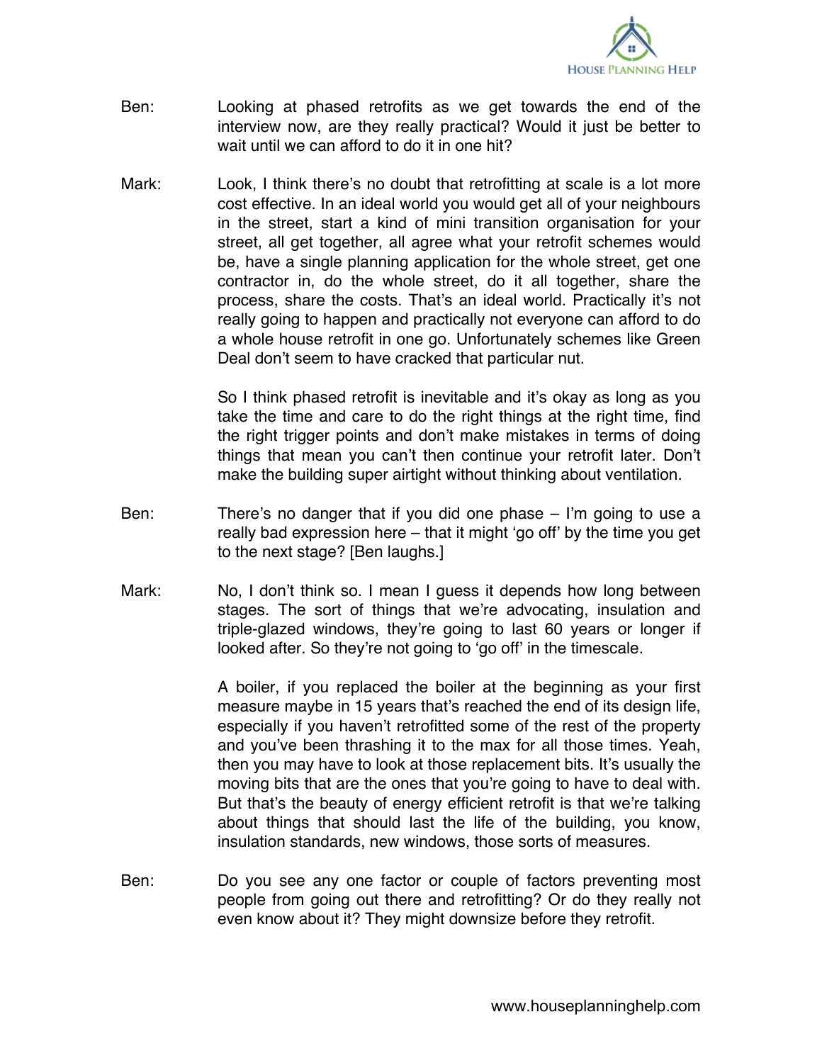**Ben:** Looking at phased retrofits as we get towards the end of the interview now, are they really practical? Would it just be better to wait until we can afford to do it in one hit?

**Mark:** Look, I think there's no doubt that retrofitting at scale is a lot more cost effective. In an ideal world you would get all of your neighbours in the street, start a kind of mini transition organisation for your street, all get together, all agree what your retrofit schemes would be, have a single planning application for the whole street, get one contractor in, do the whole street, do it all together, share the process, share the costs. That's an ideal world. Practically it's not really going to happen and practically not everyone can afford to do a whole house retrofit in one go. Unfortunately schemes like Green Deal don't seem to have cracked that particular nut.

So I think phased retrofit is inevitable and it's okay as long as you take the time and care to do the right things at the right time, find the right trigger points and don't make mistakes in terms of doing things that mean you can't then continue your retrofit later. Don't make the building super airtight without thinking about ventilation.

**Ben:** There's no danger that if you did one phase – I'm going to use a really bad expression here – that it might 'go off' by the time you get to the next stage? [Ben laughs.]

**Mark:** No, I don't think so. I mean I guess it depends how long between stages. The sort of things that we're advocating, insulation and triple-glazed windows, they're going to last 60 years or longer if looked after. So they're not going to 'go off' in the timescale.

A boiler, if you replaced the boiler at the beginning as your first measure maybe in 15 years that's reached the end of its design life, especially if you haven't retrofitted some of the rest of the property and you've been thrashing it to the max for all those times. Yeah, then you may have to look at those replacement bits. It's usually the moving bits that are the ones that you're going to have to deal with. But that's the beauty of energy efficient retrofit is that we're talking about things that should last the life of the building, you know, insulation standards, new windows, those sorts of measures.

**Ben:** Do you see any one factor or couple of factors preventing most people from going out there and retrofitting? Or do they really not even know about it? They might downsize before they retrofit.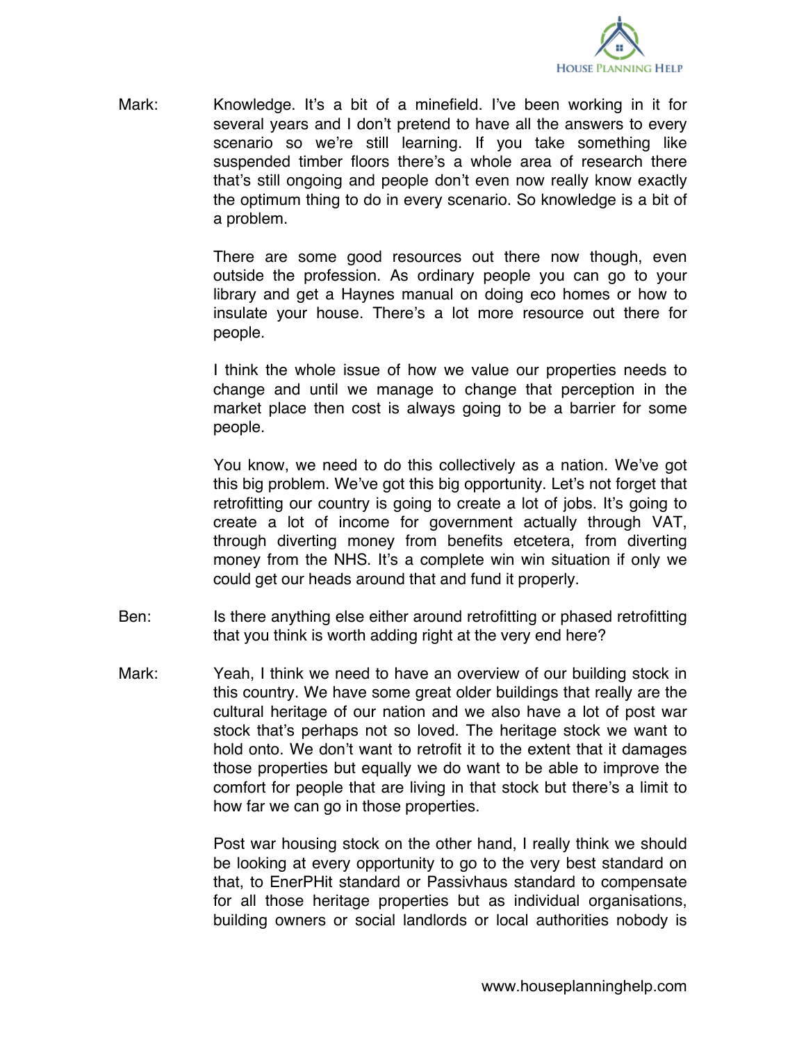Mark: Knowledge. It's a bit of a minefield. I've been working in it for several years and I don't pretend to have all the answers to every scenario so we're still learning. If you take something like suspended timber floors there's a whole area of research there that's still ongoing and people don't even now really know exactly the optimum thing to do in every scenario. So knowledge is a bit of a problem.

There are some good resources out there now though, even outside the profession. As ordinary people you can go to your library and get a Haynes manual on doing eco homes or how to insulate your house. There's a lot more resource out there for people.

I think the whole issue of how we value our properties needs to change and until we manage to change that perception in the market place then cost is always going to be a barrier for some people.

You know, we need to do this collectively as a nation. We've got this big problem. We've got this big opportunity. Let's not forget that retrofitting our country is going to create a lot of jobs. It's going to create a lot of income for government actually through VAT, through diverting money from benefits etcetera, from diverting money from the NHS. It's a complete win win situation if only we could get our heads around that and fund it properly.

Ben: Is there anything else either around retrofitting or phased retrofitting that you think is worth adding right at the very end here?

Mark: Yeah, I think we need to have an overview of our building stock in this country. We have some great older buildings that really are the cultural heritage of our nation and we also have a lot of post war stock that's perhaps not so loved. The heritage stock we want to hold onto. We don't want to retrofit it to the extent that it damages those properties but equally we do want to be able to improve the comfort for people that are living in that stock but there's a limit to how far we can go in those properties.

Post war housing stock on the other hand, I really think we should be looking at every opportunity to go to the very best standard on that, to EnerPHit standard or Passivhaus standard to compensate for all those heritage properties but as individual organisations, building owners or social landlords or local authorities nobody is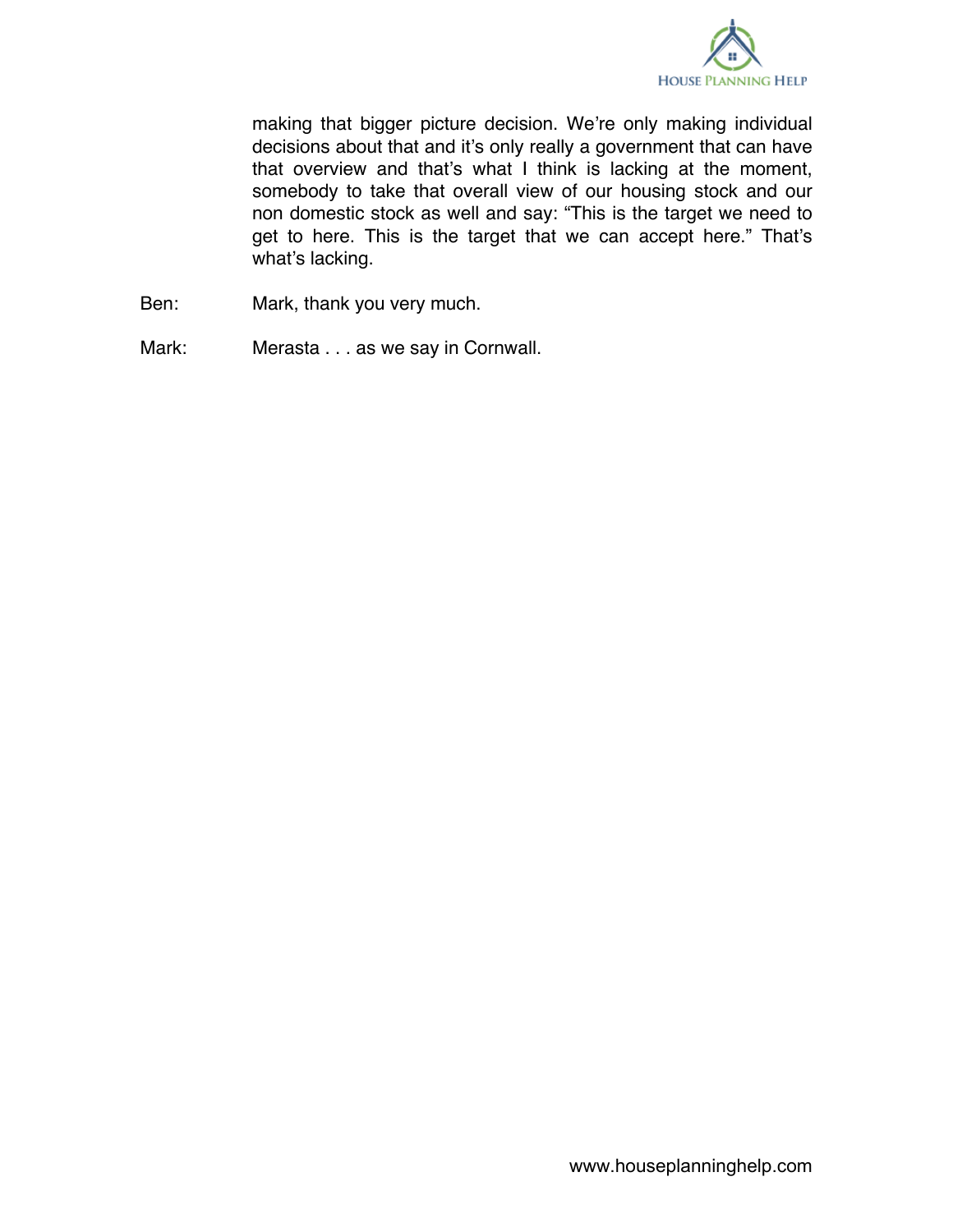making that bigger picture decision. We're only making individual decisions about that and it's only really a government that can have that overview and that's what I think is lacking at the moment, somebody to take that overall view of our housing stock and our non domestic stock as well and say: "This is the target we need to get to here. This is the target that we can accept here." That's what's lacking.

Ben: Mark, thank you very much.

Mark: Merasta . . . as we say in Cornwall.